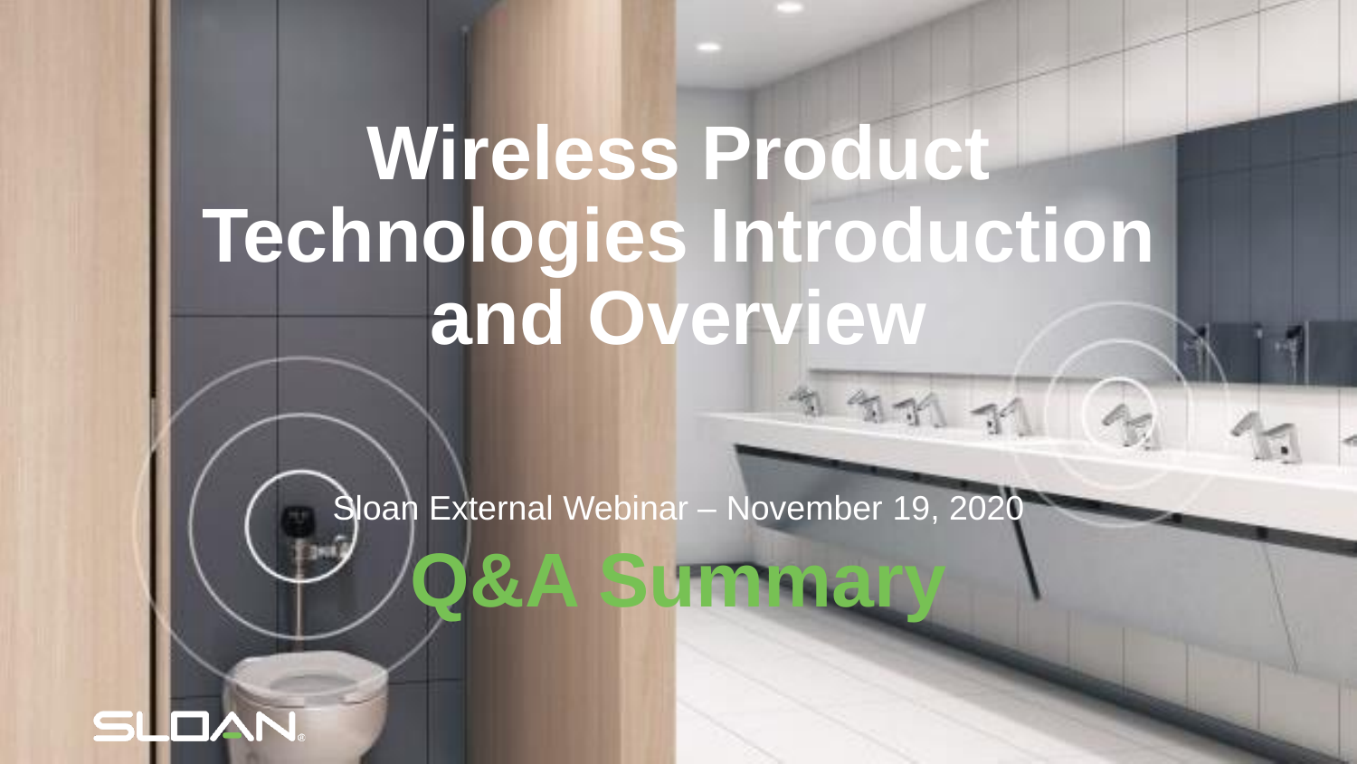# Wireless Product Technologies Introduction and Overview

Sloan External Webinar – November 19, 2020

## Q&A Summary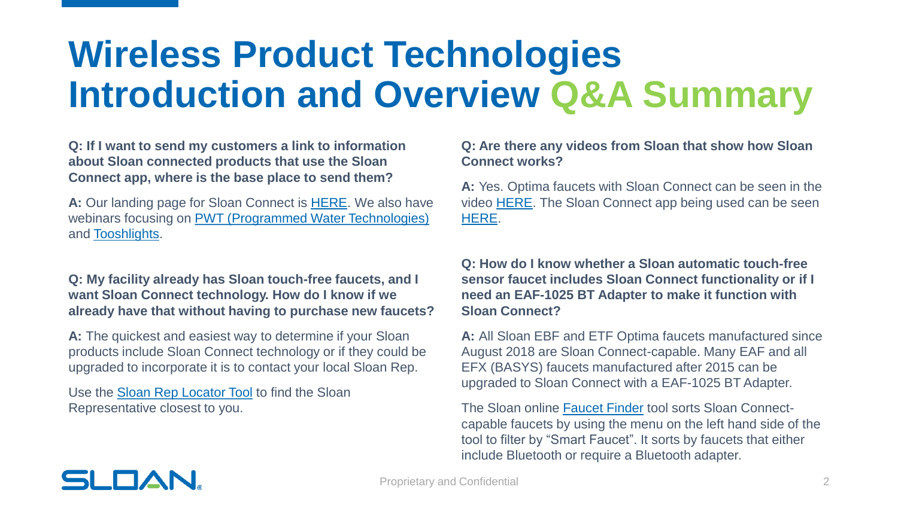# Wireless Product Technologies Introduction and Overview Q&A Summary

**Q: If I want to send my customers a link to information about Sloan connected products that use the Sloan Connect app, where is the base place to send them?**

**A:** Our landing page for Sloan Connect is HERE. We also have webinars focusing on PWT (Programmed Water Technologies) and Tooshlights.

**Q: My facility already has Sloan touch-free faucets, and I want Sloan Connect technology. How do I know if we already have that without having to purchase new faucets?**

**A:** The quickest and easiest way to determine if your Sloan products include Sloan Connect technology or if they could be upgraded to incorporate it is to contact your local Sloan Rep.

Use the Sloan Rep Locator Tool to find the Sloan Representative closest to you.

**Q: Are there any videos from Sloan that show how Sloan Connect works?**

**A:** Yes. Optima faucets with Sloan Connect can be seen in the video HERE. The Sloan Connect app being used can be seen HERE.

**Q: How do I know whether a Sloan automatic touch-free sensor faucet includes Sloan Connect functionality or if I need an EAF-1025 BT Adapter to make it function with Sloan Connect?**

**A:** All Sloan EBF and ETF Optima faucets manufactured since August 2018 are Sloan Connect-capable. Many EAF and all EFX (BASYS) faucets manufactured after 2015 can be upgraded to Sloan Connect with a EAF-1025 BT Adapter.

The Sloan online Faucet Finder tool sorts Sloan Connect-capable faucets by using the menu on the left hand side of the tool to filter by "Smart Faucet". It sorts by faucets that either include Bluetooth or require a Bluetooth adapter.

Proprietary and Confidential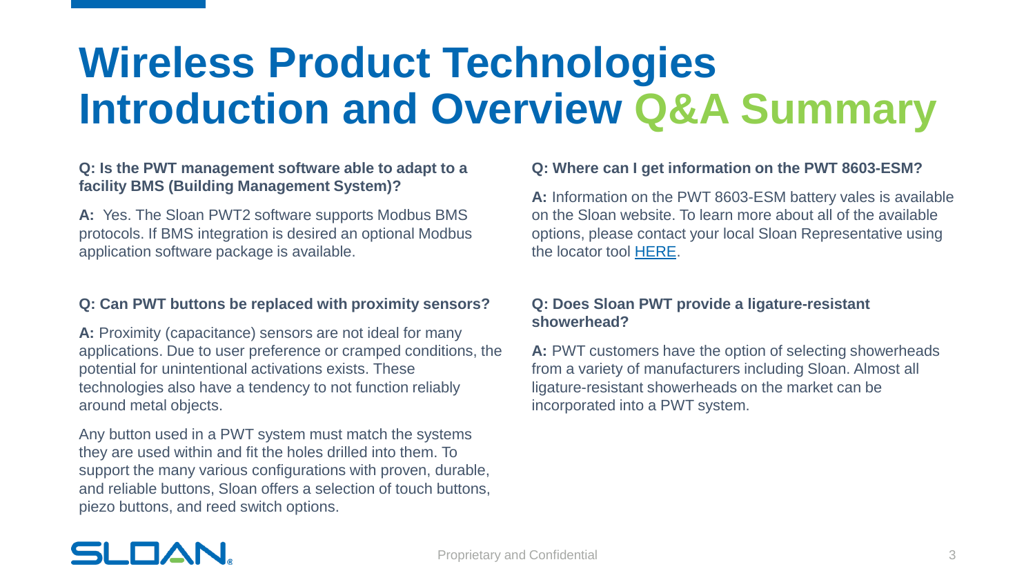# Wireless Product Technologies Introduction and Overview Q&A Summary

**Q: Is the PWT management software able to adapt to a facility BMS (Building Management System)?**

**A:** Yes. The Sloan PWT2 software supports Modbus BMS protocols. If BMS integration is desired an optional Modbus application software package is available.

**Q: Can PWT buttons be replaced with proximity sensors?**

**A:** Proximity (capacitance) sensors are not ideal for many applications. Due to user preference or cramped conditions, the potential for unintentional activations exists. These technologies also have a tendency to not function reliably around metal objects.

Any button used in a PWT system must match the systems they are used within and fit the holes drilled into them. To support the many various configurations with proven, durable, and reliable buttons, Sloan offers a selection of touch buttons, piezo buttons, and reed switch options.

**Q: Where can I get information on the PWT 8603-ESM?**

**A:** Information on the PWT 8603-ESM battery vales is available on the Sloan website. To learn more about all of the available options, please contact your local Sloan Representative using the locator tool HERE.

**Q: Does Sloan PWT provide a ligature-resistant showerhead?**

**A:** PWT customers have the option of selecting showerheads from a variety of manufacturers including Sloan. Almost all ligature-resistant showerheads on the market can be incorporated into a PWT system.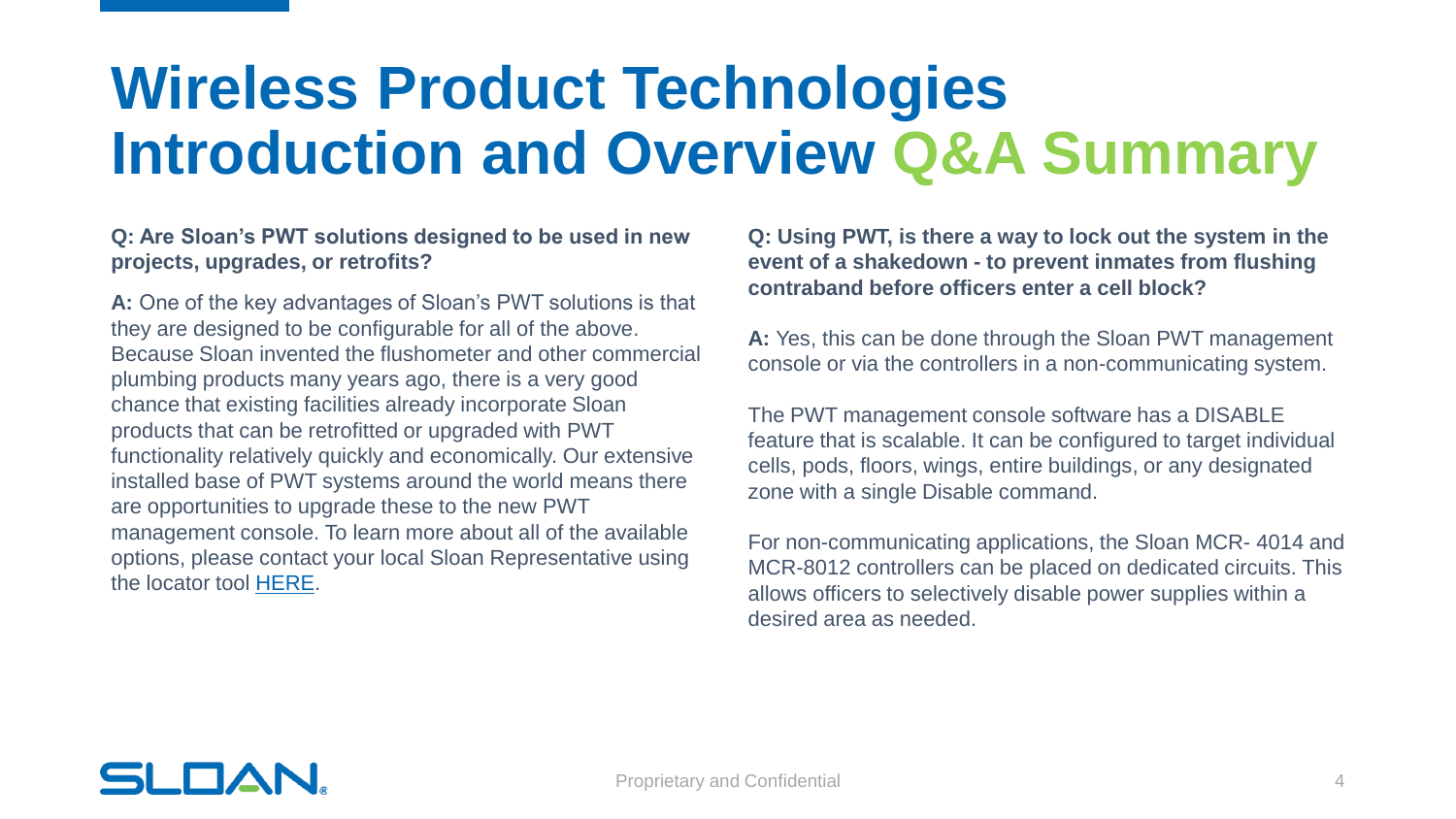# Wireless Product Technologies Introduction and Overview Q&A Summary

**Q: Are Sloan's PWT solutions designed to be used in new projects, upgrades, or retrofits?**

**A:** One of the key advantages of Sloan's PWT solutions is that they are designed to be configurable for all of the above. Because Sloan invented the flushometer and other commercial plumbing products many years ago, there is a very good chance that existing facilities already incorporate Sloan products that can be retrofitted or upgraded with PWT functionality relatively quickly and economically. Our extensive installed base of PWT systems around the world means there are opportunities to upgrade these to the new PWT management console. To learn more about all of the available options, please contact your local Sloan Representative using the locator tool HERE.

**Q: Using PWT, is there a way to lock out the system in the event of a shakedown - to prevent inmates from flushing contraband before officers enter a cell block?**

**A:** Yes, this can be done through the Sloan PWT management console or via the controllers in a non-communicating system.

The PWT management console software has a DISABLE feature that is scalable. It can be configured to target individual cells, pods, floors, wings, entire buildings, or any designated zone with a single Disable command.

For non-communicating applications, the Sloan MCR- 4014 and MCR-8012 controllers can be placed on dedicated circuits. This allows officers to selectively disable power supplies within a desired area as needed.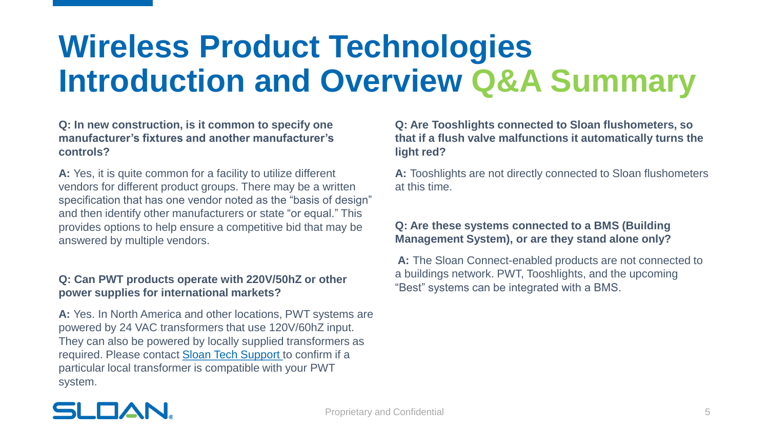# Wireless Product Technologies Introduction and Overview Q&A Summary

**Q: In new construction, is it common to specify one manufacturer's fixtures and another manufacturer's controls?**

**A:** Yes, it is quite common for a facility to utilize different vendors for different product groups. There may be a written specification that has one vendor noted as the "basis of design" and then identify other manufacturers or state "or equal." This provides options to help ensure a competitive bid that may be answered by multiple vendors.

**Q: Can PWT products operate with 220V/50hZ or other power supplies for international markets?**

**A:** Yes. In North America and other locations, PWT systems are powered by 24 VAC transformers that use 120V/60hZ input. They can also be powered by locally supplied transformers as required. Please contact [Sloan Tech Support](Sloan Tech Support) to confirm if a particular local transformer is compatible with your PWT system.

**Q: Are Tooshlights connected to Sloan flushometers, so that if a flush valve malfunctions it automatically turns the light red?**

**A:** Tooshlights are not directly connected to Sloan flushometers at this time.

**Q: Are these systems connected to a BMS (Building Management System), or are they stand alone only?**

**A:** The Sloan Connect-enabled products are not connected to a buildings network. PWT, Tooshlights, and the upcoming "Best" systems can be integrated with a BMS.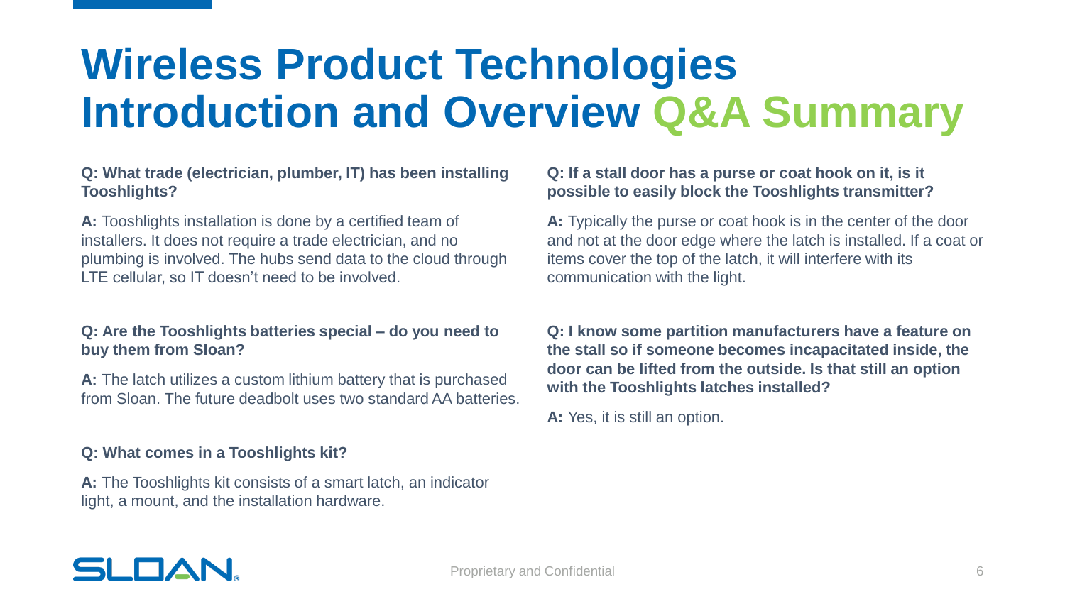# Wireless Product Technologies Introduction and Overview Q&A Summary

**Q: What trade (electrician, plumber, IT) has been installing Tooshlights?**

**A:** Tooshlights installation is done by a certified team of installers. It does not require a trade electrician, and no plumbing is involved. The hubs send data to the cloud through LTE cellular, so IT doesn't need to be involved.

**Q: Are the Tooshlights batteries special – do you need to buy them from Sloan?**

**A:** The latch utilizes a custom lithium battery that is purchased from Sloan. The future deadbolt uses two standard AA batteries.

**Q: What comes in a Tooshlights kit?**

**A:** The Tooshlights kit consists of a smart latch, an indicator light, a mount, and the installation hardware.

**Q: If a stall door has a purse or coat hook on it, is it possible to easily block the Tooshlights transmitter?**

**A:** Typically the purse or coat hook is in the center of the door and not at the door edge where the latch is installed. If a coat or items cover the top of the latch, it will interfere with its communication with the light.

**Q: I know some partition manufacturers have a feature on the stall so if someone becomes incapacitated inside, the door can be lifted from the outside. Is that still an option with the Tooshlights latches installed?**

**A:** Yes, it is still an option.

Proprietary and Confidential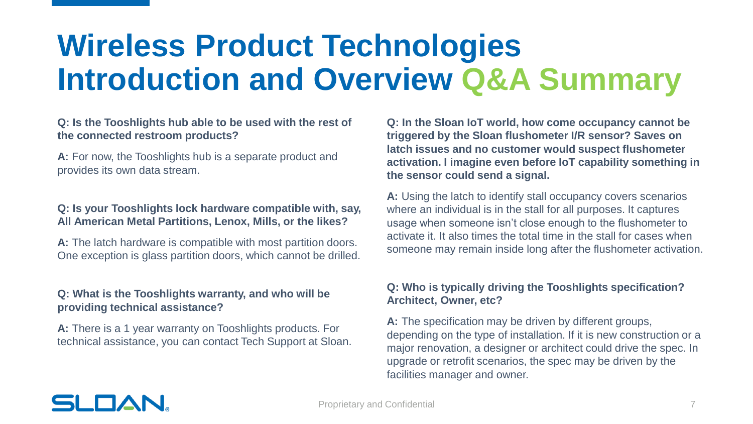# Wireless Product Technologies Introduction and Overview Q&A Summary

**Q: Is the Tooshlights hub able to be used with the rest of the connected restroom products?**

**A:** For now, the Tooshlights hub is a separate product and provides its own data stream.

**Q: Is your Tooshlights lock hardware compatible with, say, All American Metal Partitions, Lenox, Mills, or the likes?**

**A:** The latch hardware is compatible with most partition doors. One exception is glass partition doors, which cannot be drilled.

**Q: What is the Tooshlights warranty, and who will be providing technical assistance?**

**A:** There is a 1 year warranty on Tooshlights products. For technical assistance, you can contact Tech Support at Sloan.

**Q: In the Sloan IoT world, how come occupancy cannot be triggered by the Sloan flushometer I/R sensor? Saves on latch issues and no customer would suspect flushometer activation. I imagine even before IoT capability something in the sensor could send a signal.**

**A:** Using the latch to identify stall occupancy covers scenarios where an individual is in the stall for all purposes. It captures usage when someone isn't close enough to the flushometer to activate it. It also times the total time in the stall for cases when someone may remain inside long after the flushometer activation.

**Q: Who is typically driving the Tooshlights specification? Architect, Owner, etc?**

**A:** The specification may be driven by different groups, depending on the type of installation. If it is new construction or a major renovation, a designer or architect could drive the spec. In upgrade or retrofit scenarios, the spec may be driven by the facilities manager and owner.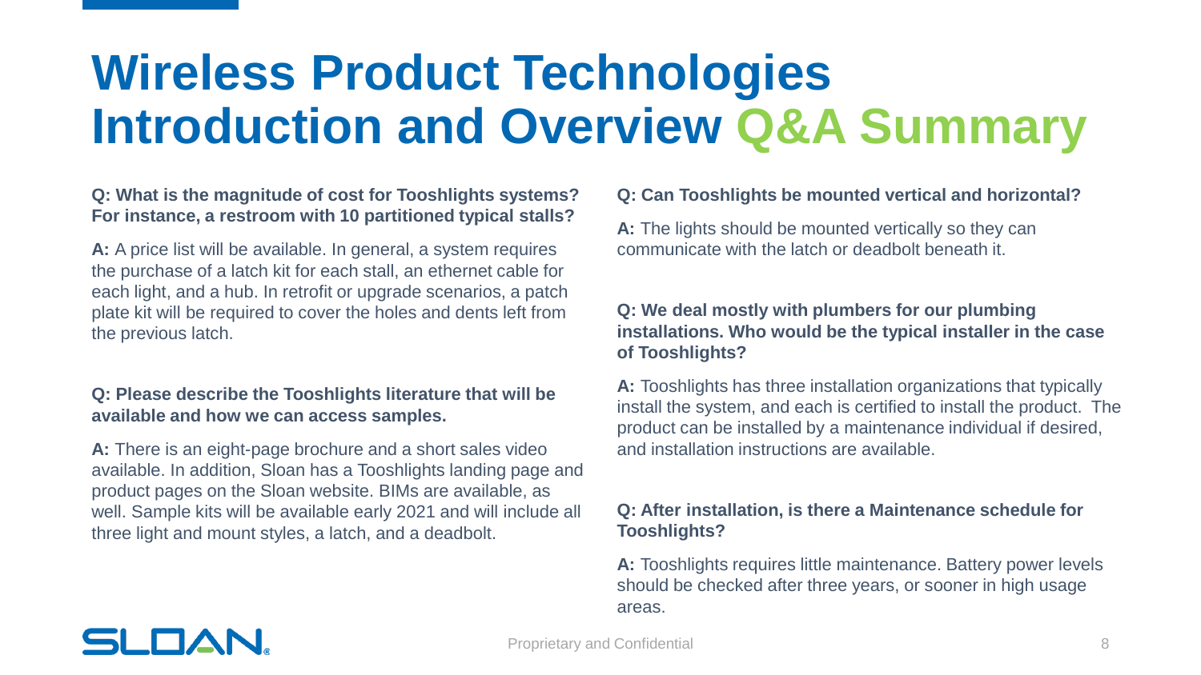# Wireless Product Technologies Introduction and Overview Q&A Summary

**Q: What is the magnitude of cost for Tooshlights systems? For instance, a restroom with 10 partitioned typical stalls?**

**A:** A price list will be available. In general, a system requires the purchase of a latch kit for each stall, an ethernet cable for each light, and a hub. In retrofit or upgrade scenarios, a patch plate kit will be required to cover the holes and dents left from the previous latch.

**Q: Please describe the Tooshlights literature that will be available and how we can access samples.**

**A:** There is an eight-page brochure and a short sales video available. In addition, Sloan has a Tooshlights landing page and product pages on the Sloan website. BIMs are available, as well. Sample kits will be available early 2021 and will include all three light and mount styles, a latch, and a deadbolt.

**Q: Can Tooshlights be mounted vertical and horizontal?**

**A:** The lights should be mounted vertically so they can communicate with the latch or deadbolt beneath it.

**Q: We deal mostly with plumbers for our plumbing installations. Who would be the typical installer in the case of Tooshlights?**

**A:** Tooshlights has three installation organizations that typically install the system, and each is certified to install the product. The product can be installed by a maintenance individual if desired, and installation instructions are available.

**Q: After installation, is there a Maintenance schedule for Tooshlights?**

**A:** Tooshlights requires little maintenance. Battery power levels should be checked after three years, or sooner in high usage areas.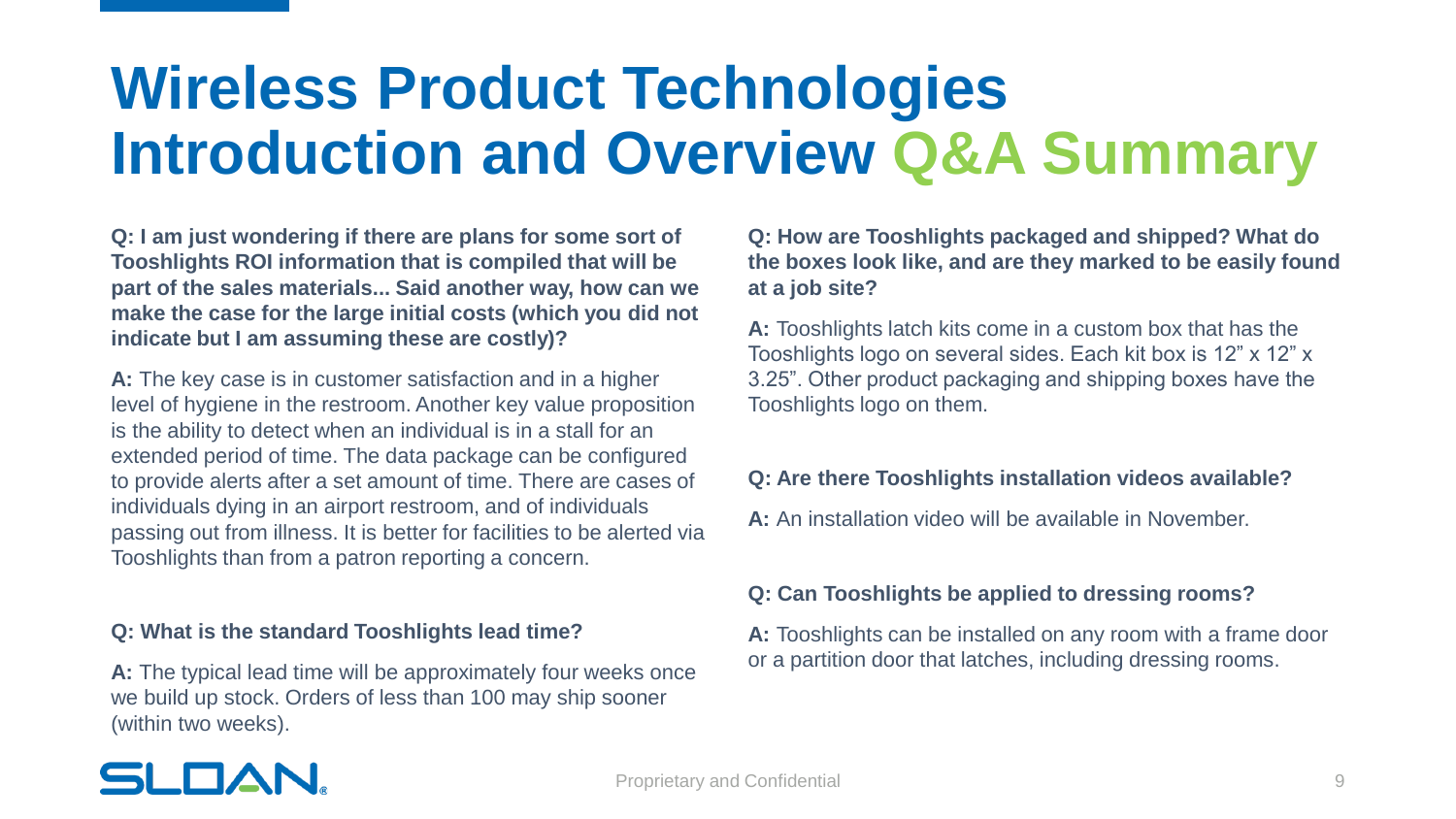# Wireless Product Technologies Introduction and Overview Q&A Summary

**Q: I am just wondering if there are plans for some sort of Tooshlights ROI information that is compiled that will be part of the sales materials... Said another way, how can we make the case for the large initial costs (which you did not indicate but I am assuming these are costly)?**

**A:** The key case is in customer satisfaction and in a higher level of hygiene in the restroom. Another key value proposition is the ability to detect when an individual is in a stall for an extended period of time. The data package can be configured to provide alerts after a set amount of time. There are cases of individuals dying in an airport restroom, and of individuals passing out from illness. It is better for facilities to be alerted via Tooshlights than from a patron reporting a concern.

**Q: What is the standard Tooshlights lead time?**

**A:** The typical lead time will be approximately four weeks once we build up stock. Orders of less than 100 may ship sooner (within two weeks).

**Q: How are Tooshlights packaged and shipped? What do the boxes look like, and are they marked to be easily found at a job site?**

**A:** Tooshlights latch kits come in a custom box that has the Tooshlights logo on several sides. Each kit box is 12” x 12” x 3.25”. Other product packaging and shipping boxes have the Tooshlights logo on them.

**Q: Are there Tooshlights installation videos available?**

**A:** An installation video will be available in November.

**Q: Can Tooshlights be applied to dressing rooms?**

**A:** Tooshlights can be installed on any room with a frame door or a partition door that latches, including dressing rooms.

SLOAN

Proprietary and Confidential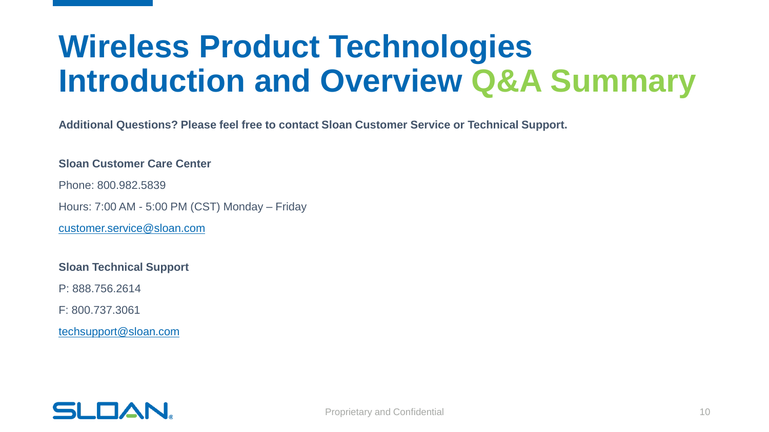# Wireless Product Technologies Introduction and Overview Q&A Summary

**Additional Questions? Please feel free to contact Sloan Customer Service or Technical Support.**

**Sloan Customer Care Center**

Phone: 800.982.5839

Hours: 7:00 AM - 5:00 PM (CST) Monday – Friday

customer.service@sloan.com

**Sloan Technical Support**

P: 888.756.2614

F: 800.737.3061

techsupport@sloan.com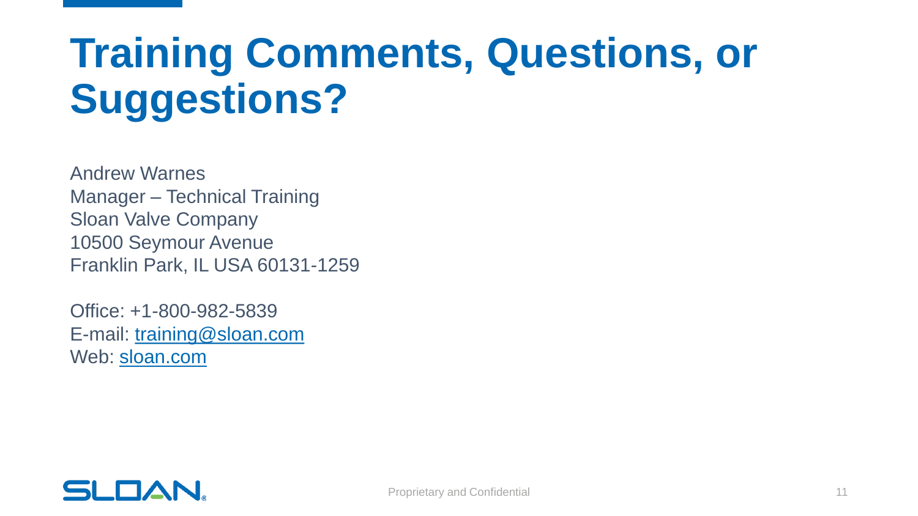# Training Comments, Questions, or Suggestions?

Andrew Warnes
Manager – Technical Training
Sloan Valve Company
10500 Seymour Avenue
Franklin Park, IL USA 60131-1259

Office: +1-800-982-5839
E-mail: training@sloan.com
Web: sloan.com

SLOAN.

Proprietary and Confidential